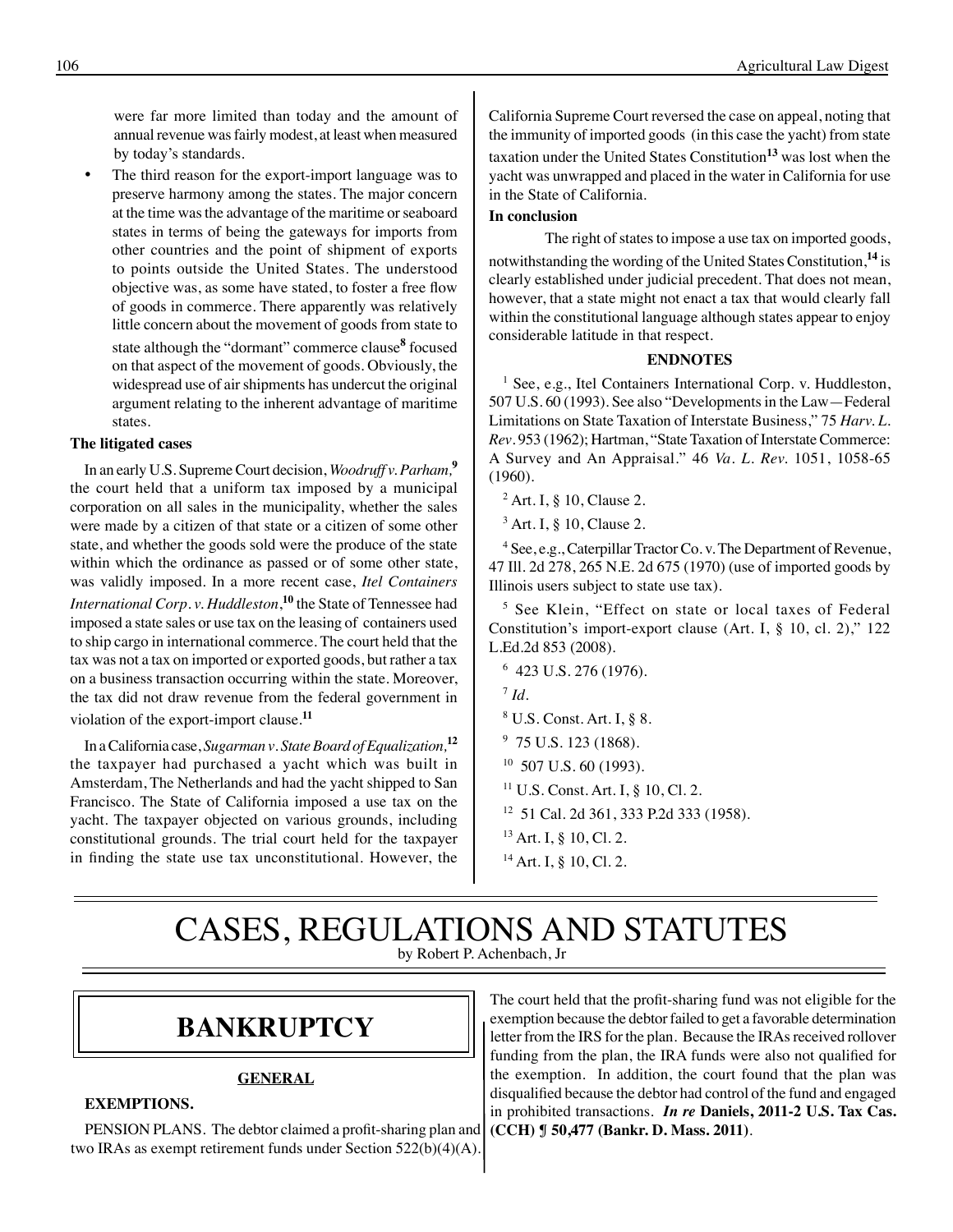were far more limited than today and the amount of annual revenue was fairly modest, at least when measured by today's standards.

- The third reason for the export-import language was to preserve harmony among the states. The major concern at the time was the advantage of the maritime or seaboard states in terms of being the gateways for imports from other countries and the point of shipment of exports to points outside the United States. The understood objective was, as some have stated, to foster a free flow of goods in commerce. There apparently was relatively little concern about the movement of goods from state to state although the "dormant" commerce clause[8] focused on that aspect of the movement of goods. Obviously, the widespread use of air shipments has undercut the original argument relating to the inherent advantage of maritime states.

**The litigated cases**

In an early U.S. Supreme Court decision, *Woodruff v. Parham,*[9] the court held that a uniform tax imposed by a municipal corporation on all sales in the municipality, whether the sales were made by a citizen of that state or a citizen of some other state, and whether the goods sold were the produce of the state within which the ordinance as passed or of some other state, was validly imposed. In a more recent case, *Itel Containers International Corp. v. Huddleston*,[10] the State of Tennessee had imposed a state sales or use tax on the leasing of containers used to ship cargo in international commerce. The court held that the tax was not a tax on imported or exported goods, but rather a tax on a business transaction occurring within the state. Moreover, the tax did not draw revenue from the federal government in violation of the export-import clause.[11]

In a California case, *Sugarman v. State Board of Equalization,*[12] the taxpayer had purchased a yacht which was built in Amsterdam, The Netherlands and had the yacht shipped to San Francisco. The State of California imposed a use tax on the yacht. The taxpayer objected on various grounds, including constitutional grounds. The trial court held for the taxpayer in finding the state use tax unconstitutional. However, the California Supreme Court reversed the case on appeal, noting that the immunity of imported goods (in this case the yacht) from state taxation under the United States Constitution[13] was lost when the yacht was unwrapped and placed in the water in California for use in the State of California.

**In conclusion**

The right of states to impose a use tax on imported goods, notwithstanding the wording of the United States Constitution,[14] is clearly established under judicial precedent. That does not mean, however, that a state might not enact a tax that would clearly fall within the constitutional language although states appear to enjoy considerable latitude in that respect.

**ENDNOTES**

[1] See, e.g., Itel Containers International Corp. v. Huddleston, 507 U.S. 60 (1993). See also "Developments in the Law—Federal Limitations on State Taxation of Interstate Business," 75 *Harv. L. Rev*. 953 (1962); Hartman, "State Taxation of Interstate Commerce: A Survey and An Appraisal." 46 *Va. L. Rev*. 1051, 1058-65 (1960).

[2] Art. I, § 10, Clause 2.

[3] Art. I, § 10, Clause 2.

[4] See, e.g., Caterpillar Tractor Co. v. The Department of Revenue, 47 Ill. 2d 278, 265 N.E. 2d 675 (1970) (use of imported goods by Illinois users subject to state use tax).

[5] See Klein, "Effect on state or local taxes of Federal Constitution's import-export clause (Art. I, § 10, cl. 2)," 122 L.Ed.2d 853 (2008).

[6] 423 U.S. 276 (1976).

[7] *Id.*

[8] U.S. Const. Art. I, § 8.

[9] 75 U.S. 123 (1868).

[10] 507 U.S. 60 (1993).

[11] U.S. Const. Art. I, § 10, Cl. 2.

[12] 51 Cal. 2d 361, 333 P.2d 333 (1958).

[13] Art. I, § 10, Cl. 2.

[14] Art. I, § 10, Cl. 2.

# CASES, REGULATIONS AND STATUTES

by Robert P. Achenbach, Jr

## BANKRUPTCY

### GENERAL

**EXEMPTIONS.**

PENSION PLANS. The debtor claimed a profit-sharing plan and two IRAs as exempt retirement funds under Section 522(b)(4)(A). The court held that the profit-sharing fund was not eligible for the exemption because the debtor failed to get a favorable determination letter from the IRS for the plan. Because the IRAs received rollover funding from the plan, the IRA funds were also not qualified for the exemption. In addition, the court found that the plan was disqualified because the debtor had control of the fund and engaged in prohibited transactions. ***In re* Daniels, 2011-2 U.S. Tax Cas. (CCH) ¶ 50,477 (Bankr. D. Mass. 2011)**.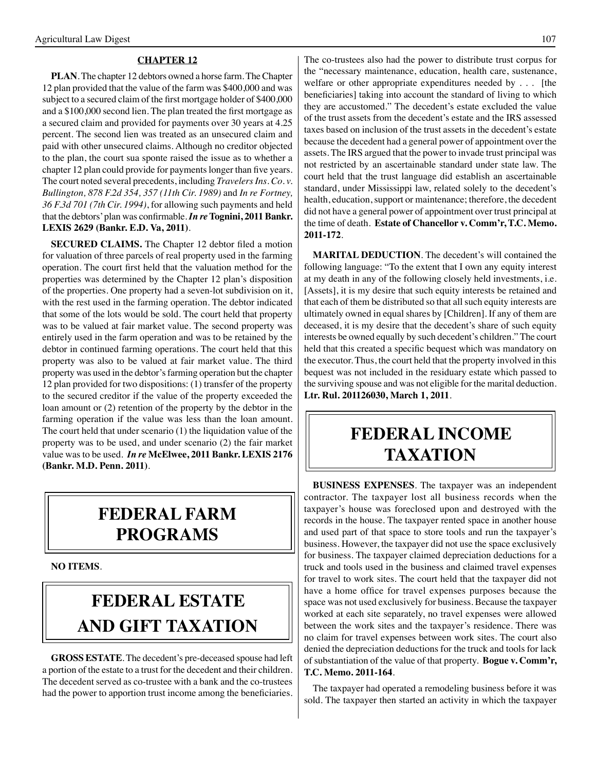## CHAPTER 12

**PLAN**. The chapter 12 debtors owned a horse farm. The Chapter 12 plan provided that the value of the farm was $400,000 and was subject to a secured claim of the first mortgage holder of $400,000 and a $100,000 second lien. The plan treated the first mortgage as a secured claim and provided for payments over 30 years at 4.25 percent. The second lien was treated as an unsecured claim and paid with other unsecured claims. Although no creditor objected to the plan, the court sua sponte raised the issue as to whether a chapter 12 plan could provide for payments longer than five years. The court noted several precedents, including *Travelers Ins. Co. v. Bullington, 878 F.2d 354, 357 (11th Cir. 1989)* and *In re Fortney, 36 F.3d 701 (7th Cir. 1994)*, for allowing such payments and held that the debtors' plan was confirmable. ***In re* Tognini, 2011 Bankr. LEXIS 2629 (Bankr. E.D. Va, 2011)**.

**SECURED CLAIMS.** The Chapter 12 debtor filed a motion for valuation of three parcels of real property used in the farming operation. The court first held that the valuation method for the properties was determined by the Chapter 12 plan's disposition of the properties. One property had a seven-lot subdivision on it, with the rest used in the farming operation. The debtor indicated that some of the lots would be sold. The court held that property was to be valued at fair market value. The second property was entirely used in the farm operation and was to be retained by the debtor in continued farming operations. The court held that this property was also to be valued at fair market value. The third property was used in the debtor's farming operation but the chapter 12 plan provided for two dispositions: (1) transfer of the property to the secured creditor if the value of the property exceeded the loan amount or (2) retention of the property by the debtor in the farming operation if the value was less than the loan amount. The court held that under scenario (1) the liquidation value of the property was to be used, and under scenario (2) the fair market value was to be used. ***In re* McElwee, 2011 Bankr. LEXIS 2176 (Bankr. M.D. Penn. 2011)**.

# FEDERAL FARM PROGRAMS

**NO ITEMS**.

# FEDERAL ESTATE AND GIFT TAXATION

**GROSS ESTATE**. The decedent's pre-deceased spouse had left a portion of the estate to a trust for the decedent and their children. The decedent served as co-trustee with a bank and the co-trustees had the power to apportion trust income among the beneficiaries. The co-trustees also had the power to distribute trust corpus for the "necessary maintenance, education, health care, sustenance, welfare or other appropriate expenditures needed by . . . [the beneficiaries] taking into account the standard of living to which they are accustomed." The decedent's estate excluded the value of the trust assets from the decedent's estate and the IRS assessed taxes based on inclusion of the trust assets in the decedent's estate because the decedent had a general power of appointment over the assets. The IRS argued that the power to invade trust principal was not restricted by an ascertainable standard under state law. The court held that the trust language did establish an ascertainable standard, under Mississippi law, related solely to the decedent's health, education, support or maintenance; therefore, the decedent did not have a general power of appointment over trust principal at the time of death. **Estate of Chancellor v. Comm'r, T.C. Memo. 2011-172**.

**MARITAL DEDUCTION**. The decedent's will contained the following language: "To the extent that I own any equity interest at my death in any of the following closely held investments, i.e. [Assets], it is my desire that such equity interests be retained and that each of them be distributed so that all such equity interests are ultimately owned in equal shares by [Children]. If any of them are deceased, it is my desire that the decedent's share of such equity interests be owned equally by such decedent's children." The court held that this created a specific bequest which was mandatory on the executor. Thus, the court held that the property involved in this bequest was not included in the residuary estate which passed to the surviving spouse and was not eligible for the marital deduction. **Ltr. Rul. 201126030, March 1, 2011**.

# FEDERAL INCOME TAXATION

**BUSINESS EXPENSES**. The taxpayer was an independent contractor. The taxpayer lost all business records when the taxpayer's house was foreclosed upon and destroyed with the records in the house. The taxpayer rented space in another house and used part of that space to store tools and run the taxpayer's business. However, the taxpayer did not use the space exclusively for business. The taxpayer claimed depreciation deductions for a truck and tools used in the business and claimed travel expenses for travel to work sites. The court held that the taxpayer did not have a home office for travel expenses purposes because the space was not used exclusively for business. Because the taxpayer worked at each site separately, no travel expenses were allowed between the work sites and the taxpayer's residence. There was no claim for travel expenses between work sites. The court also denied the depreciation deductions for the truck and tools for lack of substantiation of the value of that property. **Bogue v. Comm'r, T.C. Memo. 2011-164**.

The taxpayer had operated a remodeling business before it was sold. The taxpayer then started an activity in which the taxpayer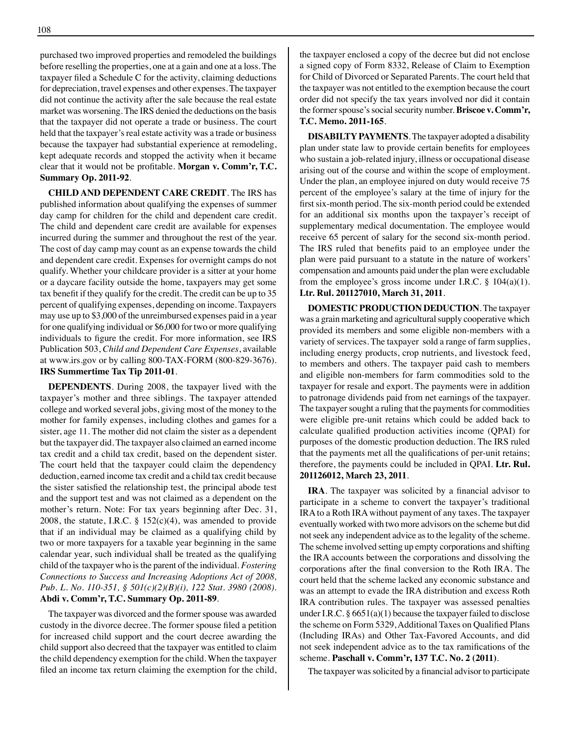purchased two improved properties and remodeled the buildings before reselling the properties, one at a gain and one at a loss. The taxpayer filed a Schedule C for the activity, claiming deductions for depreciation, travel expenses and other expenses. The taxpayer did not continue the activity after the sale because the real estate market was worsening. The IRS denied the deductions on the basis that the taxpayer did not operate a trade or business. The court held that the taxpayer's real estate activity was a trade or business because the taxpayer had substantial experience at remodeling, kept adequate records and stopped the activity when it became clear that it would not be profitable. **Morgan v. Comm'r, T.C. Summary Op. 2011-92**.

**CHILD AND DEPENDENT CARE CREDIT**. The IRS has published information about qualifying the expenses of summer day camp for children for the child and dependent care credit. The child and dependent care credit are available for expenses incurred during the summer and throughout the rest of the year. The cost of day camp may count as an expense towards the child and dependent care credit. Expenses for overnight camps do not qualify. Whether your childcare provider is a sitter at your home or a daycare facility outside the home, taxpayers may get some tax benefit if they qualify for the credit. The credit can be up to 35 percent of qualifying expenses, depending on income. Taxpayers may use up to $3,000 of the unreimbursed expenses paid in a year for one qualifying individual or $6,000 for two or more qualifying individuals to figure the credit. For more information, see IRS Publication 503, *Child and Dependent Care Expenses*, available at www.irs.gov or by calling 800-TAX-FORM (800-829-3676). **IRS Summertime Tax Tip 2011-01**.

**DEPENDENTS**. During 2008, the taxpayer lived with the taxpayer's mother and three siblings. The taxpayer attended college and worked several jobs, giving most of the money to the mother for family expenses, including clothes and games for a sister, age 11. The mother did not claim the sister as a dependent but the taxpayer did. The taxpayer also claimed an earned income tax credit and a child tax credit, based on the dependent sister. The court held that the taxpayer could claim the dependency deduction, earned income tax credit and a child tax credit because the sister satisfied the relationship test, the principal abode test and the support test and was not claimed as a dependent on the mother's return. Note: For tax years beginning after Dec. 31, 2008, the statute, I.R.C. § 152(c)(4), was amended to provide that if an individual may be claimed as a qualifying child by two or more taxpayers for a taxable year beginning in the same calendar year, such individual shall be treated as the qualifying child of the taxpayer who is the parent of the individual. *Fostering Connections to Success and Increasing Adoptions Act of 2008, Pub. L. No. 110-351, § 501(c)(2)(B)(i), 122 Stat. 3980 (2008).* **Abdi v. Comm'r, T.C. Summary Op. 2011-89**.

The taxpayer was divorced and the former spouse was awarded custody in the divorce decree. The former spouse filed a petition for increased child support and the court decree awarding the child support also decreed that the taxpayer was entitled to claim the child dependency exemption for the child. When the taxpayer filed an income tax return claiming the exemption for the child, the taxpayer enclosed a copy of the decree but did not enclose a signed copy of Form 8332, Release of Claim to Exemption for Child of Divorced or Separated Parents. The court held that the taxpayer was not entitled to the exemption because the court order did not specify the tax years involved nor did it contain the former spouse's social security number. **Briscoe v. Comm'r, T.C. Memo. 2011-165**.

**DISABILTY PAYMENTS**. The taxpayer adopted a disability plan under state law to provide certain benefits for employees who sustain a job-related injury, illness or occupational disease arising out of the course and within the scope of employment. Under the plan, an employee injured on duty would receive 75 percent of the employee's salary at the time of injury for the first six-month period. The six-month period could be extended for an additional six months upon the taxpayer's receipt of supplementary medical documentation. The employee would receive 65 percent of salary for the second six-month period. The IRS ruled that benefits paid to an employee under the plan were paid pursuant to a statute in the nature of workers' compensation and amounts paid under the plan were excludable from the employee's gross income under I.R.C. § 104(a)(1). **Ltr. Rul. 201127010, March 31, 2011**.

**DOMESTIC PRODUCTION DEDUCTION**. The taxpayer was a grain marketing and agricultural supply cooperative which provided its members and some eligible non-members with a variety of services. The taxpayer sold a range of farm supplies, including energy products, crop nutrients, and livestock feed, to members and others. The taxpayer paid cash to members and eligible non-members for farm commodities sold to the taxpayer for resale and export. The payments were in addition to patronage dividends paid from net earnings of the taxpayer. The taxpayer sought a ruling that the payments for commodities were eligible pre-unit retains which could be added back to calculate qualified production activities income (QPAI) for purposes of the domestic production deduction. The IRS ruled that the payments met all the qualifications of per-unit retains; therefore, the payments could be included in QPAI. **Ltr. Rul. 201126012, March 23, 2011**.

**IRA**. The taxpayer was solicited by a financial advisor to participate in a scheme to convert the taxpayer's traditional IRA to a Roth IRA without payment of any taxes. The taxpayer eventually worked with two more advisors on the scheme but did not seek any independent advice as to the legality of the scheme. The scheme involved setting up empty corporations and shifting the IRA accounts between the corporations and dissolving the corporations after the final conversion to the Roth IRA. The court held that the scheme lacked any economic substance and was an attempt to evade the IRA distribution and excess Roth IRA contribution rules. The taxpayer was assessed penalties under I.R.C. § 6651(a)(1) because the taxpayer failed to disclose the scheme on Form 5329, Additional Taxes on Qualified Plans (Including IRAs) and Other Tax-Favored Accounts, and did not seek independent advice as to the tax ramifications of the scheme. **Paschall v. Comm'r, 137 T.C. No. 2 (2011)**.

The taxpayer was solicited by a financial advisor to participate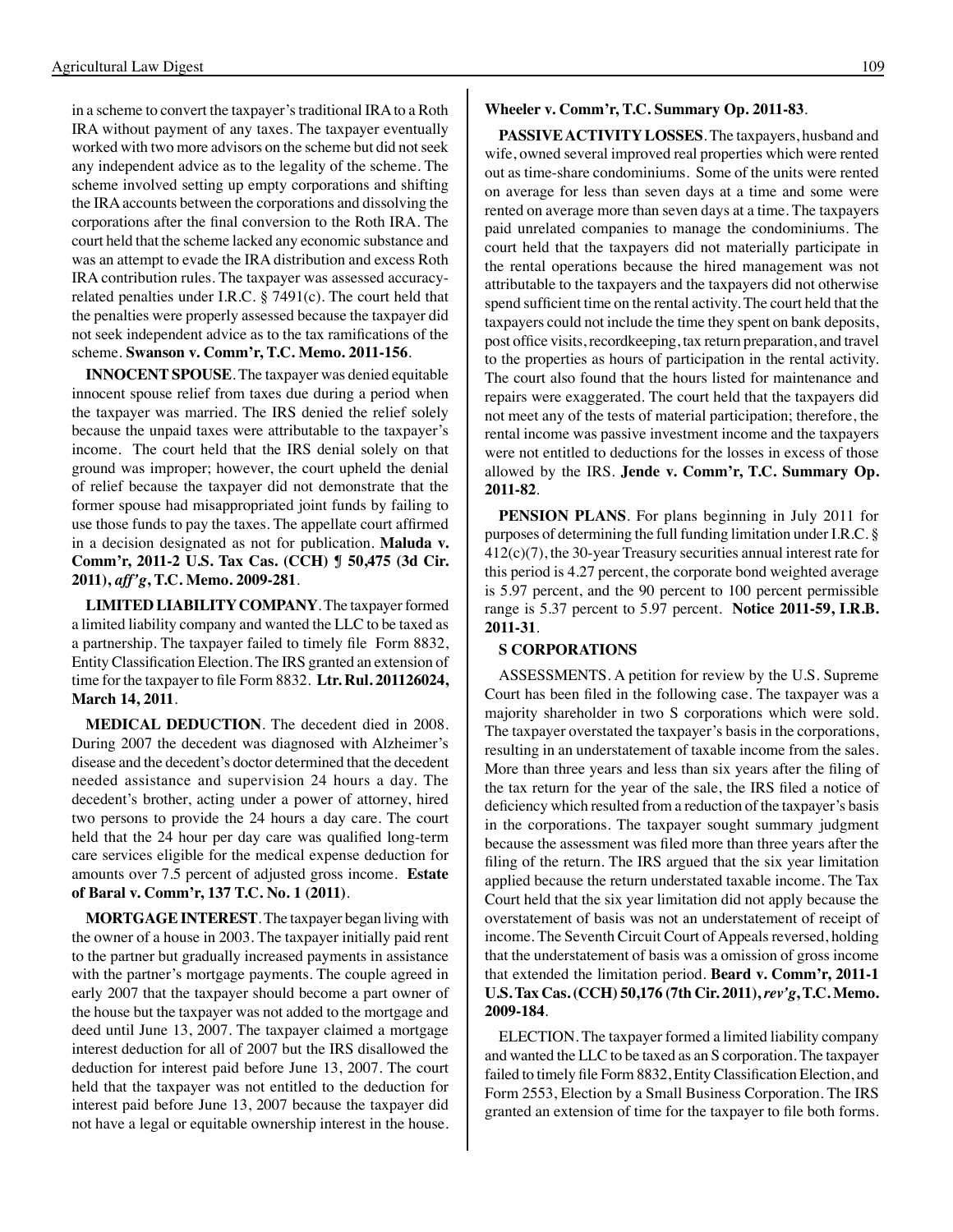in a scheme to convert the taxpayer's traditional IRA to a Roth IRA without payment of any taxes. The taxpayer eventually worked with two more advisors on the scheme but did not seek any independent advice as to the legality of the scheme. The scheme involved setting up empty corporations and shifting the IRA accounts between the corporations and dissolving the corporations after the final conversion to the Roth IRA. The court held that the scheme lacked any economic substance and was an attempt to evade the IRA distribution and excess Roth IRA contribution rules. The taxpayer was assessed accuracy-related penalties under I.R.C. § 7491(c). The court held that the penalties were properly assessed because the taxpayer did not seek independent advice as to the tax ramifications of the scheme. **Swanson v. Comm'r, T.C. Memo. 2011-156**.

**INNOCENT SPOUSE**. The taxpayer was denied equitable innocent spouse relief from taxes due during a period when the taxpayer was married. The IRS denied the relief solely because the unpaid taxes were attributable to the taxpayer's income. The court held that the IRS denial solely on that ground was improper; however, the court upheld the denial of relief because the taxpayer did not demonstrate that the former spouse had misappropriated joint funds by failing to use those funds to pay the taxes. The appellate court affirmed in a decision designated as not for publication. **Maluda v. Comm'r, 2011-2 U.S. Tax Cas. (CCH) ¶ 50,475 (3d Cir. 2011), *aff'g*, T.C. Memo. 2009-281**.

**LIMITED LIABILITY COMPANY**. The taxpayer formed a limited liability company and wanted the LLC to be taxed as a partnership. The taxpayer failed to timely file Form 8832, Entity Classification Election. The IRS granted an extension of time for the taxpayer to file Form 8832. **Ltr. Rul. 201126024, March 14, 2011**.

**MEDICAL DEDUCTION**. The decedent died in 2008. During 2007 the decedent was diagnosed with Alzheimer's disease and the decedent's doctor determined that the decedent needed assistance and supervision 24 hours a day. The decedent's brother, acting under a power of attorney, hired two persons to provide the 24 hours a day care. The court held that the 24 hour per day care was qualified long-term care services eligible for the medical expense deduction for amounts over 7.5 percent of adjusted gross income. **Estate of Baral v. Comm'r, 137 T.C. No. 1 (2011)**.

**MORTGAGE INTEREST**. The taxpayer began living with the owner of a house in 2003. The taxpayer initially paid rent to the partner but gradually increased payments in assistance with the partner's mortgage payments. The couple agreed in early 2007 that the taxpayer should become a part owner of the house but the taxpayer was not added to the mortgage and deed until June 13, 2007. The taxpayer claimed a mortgage interest deduction for all of 2007 but the IRS disallowed the deduction for interest paid before June 13, 2007. The court held that the taxpayer was not entitled to the deduction for interest paid before June 13, 2007 because the taxpayer did not have a legal or equitable ownership interest in the house. **Wheeler v. Comm'r, T.C. Summary Op. 2011-83**.

**PASSIVE ACTIVITY LOSSES**. The taxpayers, husband and wife, owned several improved real properties which were rented out as time-share condominiums. Some of the units were rented on average for less than seven days at a time and some were rented on average more than seven days at a time. The taxpayers paid unrelated companies to manage the condominiums. The court held that the taxpayers did not materially participate in the rental operations because the hired management was not attributable to the taxpayers and the taxpayers did not otherwise spend sufficient time on the rental activity. The court held that the taxpayers could not include the time they spent on bank deposits, post office visits, recordkeeping, tax return preparation, and travel to the properties as hours of participation in the rental activity. The court also found that the hours listed for maintenance and repairs were exaggerated. The court held that the taxpayers did not meet any of the tests of material participation; therefore, the rental income was passive investment income and the taxpayers were not entitled to deductions for the losses in excess of those allowed by the IRS. **Jende v. Comm'r, T.C. Summary Op. 2011-82**.

**PENSION PLANS**. For plans beginning in July 2011 for purposes of determining the full funding limitation under I.R.C. § 412(c)(7), the 30-year Treasury securities annual interest rate for this period is 4.27 percent, the corporate bond weighted average is 5.97 percent, and the 90 percent to 100 percent permissible range is 5.37 percent to 5.97 percent. **Notice 2011-59, I.R.B. 2011-31**.

**S CORPORATIONS**

ASSESSMENTS. A petition for review by the U.S. Supreme Court has been filed in the following case. The taxpayer was a majority shareholder in two S corporations which were sold. The taxpayer overstated the taxpayer's basis in the corporations, resulting in an understatement of taxable income from the sales. More than three years and less than six years after the filing of the tax return for the year of the sale, the IRS filed a notice of deficiency which resulted from a reduction of the taxpayer's basis in the corporations. The taxpayer sought summary judgment because the assessment was filed more than three years after the filing of the return. The IRS argued that the six year limitation applied because the return understated taxable income. The Tax Court held that the six year limitation did not apply because the overstatement of basis was not an understatement of receipt of income. The Seventh Circuit Court of Appeals reversed, holding that the understatement of basis was a omission of gross income that extended the limitation period. **Beard v. Comm'r, 2011-1 U.S. Tax Cas. (CCH) 50,176 (7th Cir. 2011), *rev'g*, T.C. Memo. 2009-184**.

ELECTION. The taxpayer formed a limited liability company and wanted the LLC to be taxed as an S corporation. The taxpayer failed to timely file Form 8832, Entity Classification Election, and Form 2553, Election by a Small Business Corporation. The IRS granted an extension of time for the taxpayer to file both forms.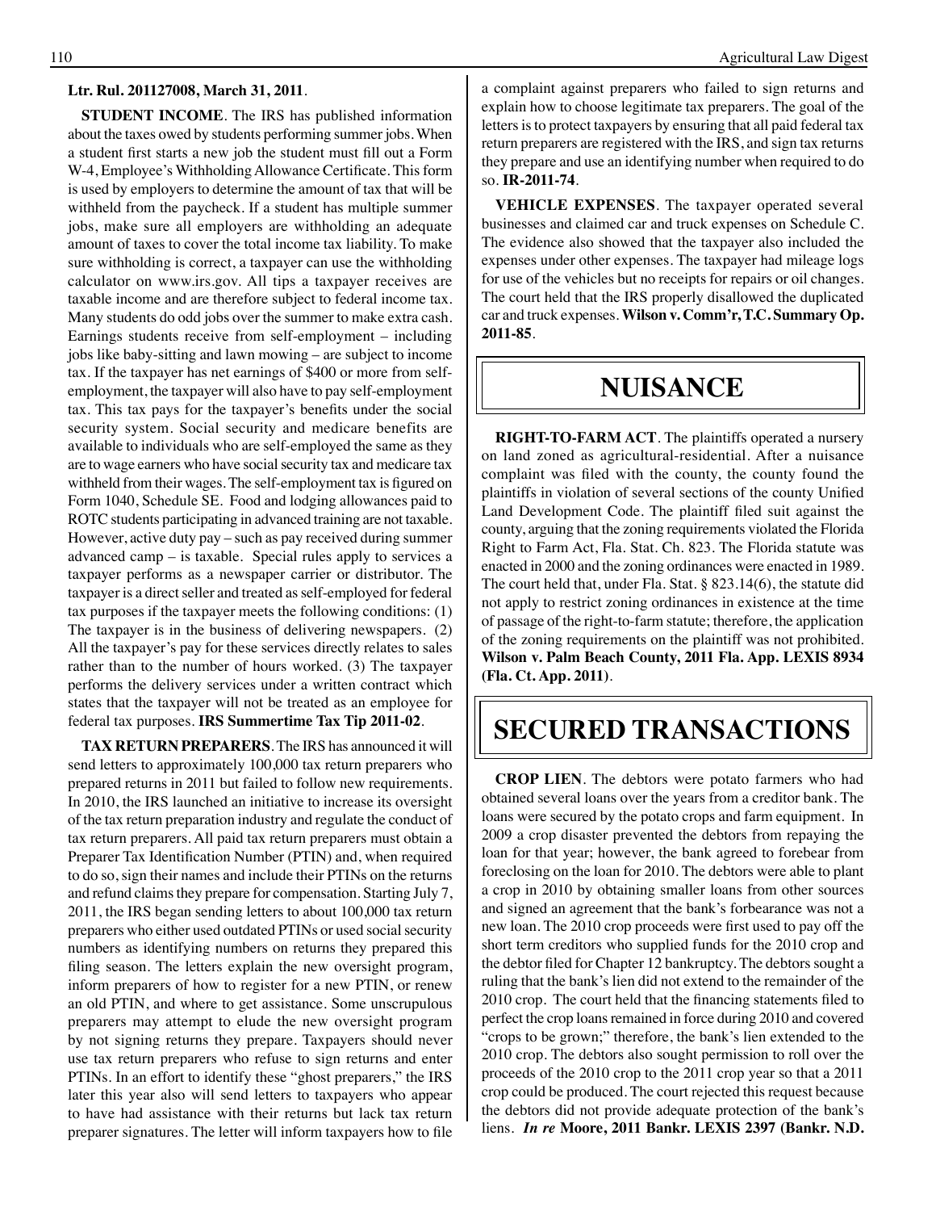**Ltr. Rul. 201127008, March 31, 2011**.

**STUDENT INCOME**. The IRS has published information about the taxes owed by students performing summer jobs. When a student first starts a new job the student must fill out a Form W-4, Employee's Withholding Allowance Certificate. This form is used by employers to determine the amount of tax that will be withheld from the paycheck. If a student has multiple summer jobs, make sure all employers are withholding an adequate amount of taxes to cover the total income tax liability. To make sure withholding is correct, a taxpayer can use the withholding calculator on www.irs.gov. All tips a taxpayer receives are taxable income and are therefore subject to federal income tax. Many students do odd jobs over the summer to make extra cash. Earnings students receive from self-employment – including jobs like baby-sitting and lawn mowing – are subject to income tax. If the taxpayer has net earnings of $400 or more from self-employment, the taxpayer will also have to pay self-employment tax. This tax pays for the taxpayer's benefits under the social security system. Social security and medicare benefits are available to individuals who are self-employed the same as they are to wage earners who have social security tax and medicare tax withheld from their wages. The self-employment tax is figured on Form 1040, Schedule SE. Food and lodging allowances paid to ROTC students participating in advanced training are not taxable. However, active duty pay – such as pay received during summer advanced camp – is taxable. Special rules apply to services a taxpayer performs as a newspaper carrier or distributor. The taxpayer is a direct seller and treated as self-employed for federal tax purposes if the taxpayer meets the following conditions: (1) The taxpayer is in the business of delivering newspapers. (2) All the taxpayer's pay for these services directly relates to sales rather than to the number of hours worked. (3) The taxpayer performs the delivery services under a written contract which states that the taxpayer will not be treated as an employee for federal tax purposes. **IRS Summertime Tax Tip 2011-02**.

**TAX RETURN PREPARERS**. The IRS has announced it will send letters to approximately 100,000 tax return preparers who prepared returns in 2011 but failed to follow new requirements. In 2010, the IRS launched an initiative to increase its oversight of the tax return preparation industry and regulate the conduct of tax return preparers. All paid tax return preparers must obtain a Preparer Tax Identification Number (PTIN) and, when required to do so, sign their names and include their PTINs on the returns and refund claims they prepare for compensation. Starting July 7, 2011, the IRS began sending letters to about 100,000 tax return preparers who either used outdated PTINs or used social security numbers as identifying numbers on returns they prepared this filing season. The letters explain the new oversight program, inform preparers of how to register for a new PTIN, or renew an old PTIN, and where to get assistance. Some unscrupulous preparers may attempt to elude the new oversight program by not signing returns they prepare. Taxpayers should never use tax return preparers who refuse to sign returns and enter PTINs. In an effort to identify these "ghost preparers," the IRS later this year also will send letters to taxpayers who appear to have had assistance with their returns but lack tax return preparer signatures. The letter will inform taxpayers how to file a complaint against preparers who failed to sign returns and explain how to choose legitimate tax preparers. The goal of the letters is to protect taxpayers by ensuring that all paid federal tax return preparers are registered with the IRS, and sign tax returns they prepare and use an identifying number when required to do so. **IR-2011-74**.

**VEHICLE EXPENSES**. The taxpayer operated several businesses and claimed car and truck expenses on Schedule C. The evidence also showed that the taxpayer also included the expenses under other expenses. The taxpayer had mileage logs for use of the vehicles but no receipts for repairs or oil changes. The court held that the IRS properly disallowed the duplicated car and truck expenses. **Wilson v. Comm'r, T.C. Summary Op. 2011-85**.

# NUISANCE

**RIGHT-TO-FARM ACT**. The plaintiffs operated a nursery on land zoned as agricultural-residential. After a nuisance complaint was filed with the county, the county found the plaintiffs in violation of several sections of the county Unified Land Development Code. The plaintiff filed suit against the county, arguing that the zoning requirements violated the Florida Right to Farm Act, Fla. Stat. Ch. 823. The Florida statute was enacted in 2000 and the zoning ordinances were enacted in 1989. The court held that, under Fla. Stat. § 823.14(6), the statute did not apply to restrict zoning ordinances in existence at the time of passage of the right-to-farm statute; therefore, the application of the zoning requirements on the plaintiff was not prohibited. **Wilson v. Palm Beach County, 2011 Fla. App. LEXIS 8934 (Fla. Ct. App. 2011)**.

# SECURED TRANSACTIONS

**CROP LIEN**. The debtors were potato farmers who had obtained several loans over the years from a creditor bank. The loans were secured by the potato crops and farm equipment. In 2009 a crop disaster prevented the debtors from repaying the loan for that year; however, the bank agreed to forebear from foreclosing on the loan for 2010. The debtors were able to plant a crop in 2010 by obtaining smaller loans from other sources and signed an agreement that the bank's forbearance was not a new loan. The 2010 crop proceeds were first used to pay off the short term creditors who supplied funds for the 2010 crop and the debtor filed for Chapter 12 bankruptcy. The debtors sought a ruling that the bank's lien did not extend to the remainder of the 2010 crop. The court held that the financing statements filed to perfect the crop loans remained in force during 2010 and covered "crops to be grown;" therefore, the bank's lien extended to the 2010 crop. The debtors also sought permission to roll over the proceeds of the 2010 crop to the 2011 crop year so that a 2011 crop could be produced. The court rejected this request because the debtors did not provide adequate protection of the bank's liens. ***In re* Moore, 2011 Bankr. LEXIS 2397 (Bankr. N.D.**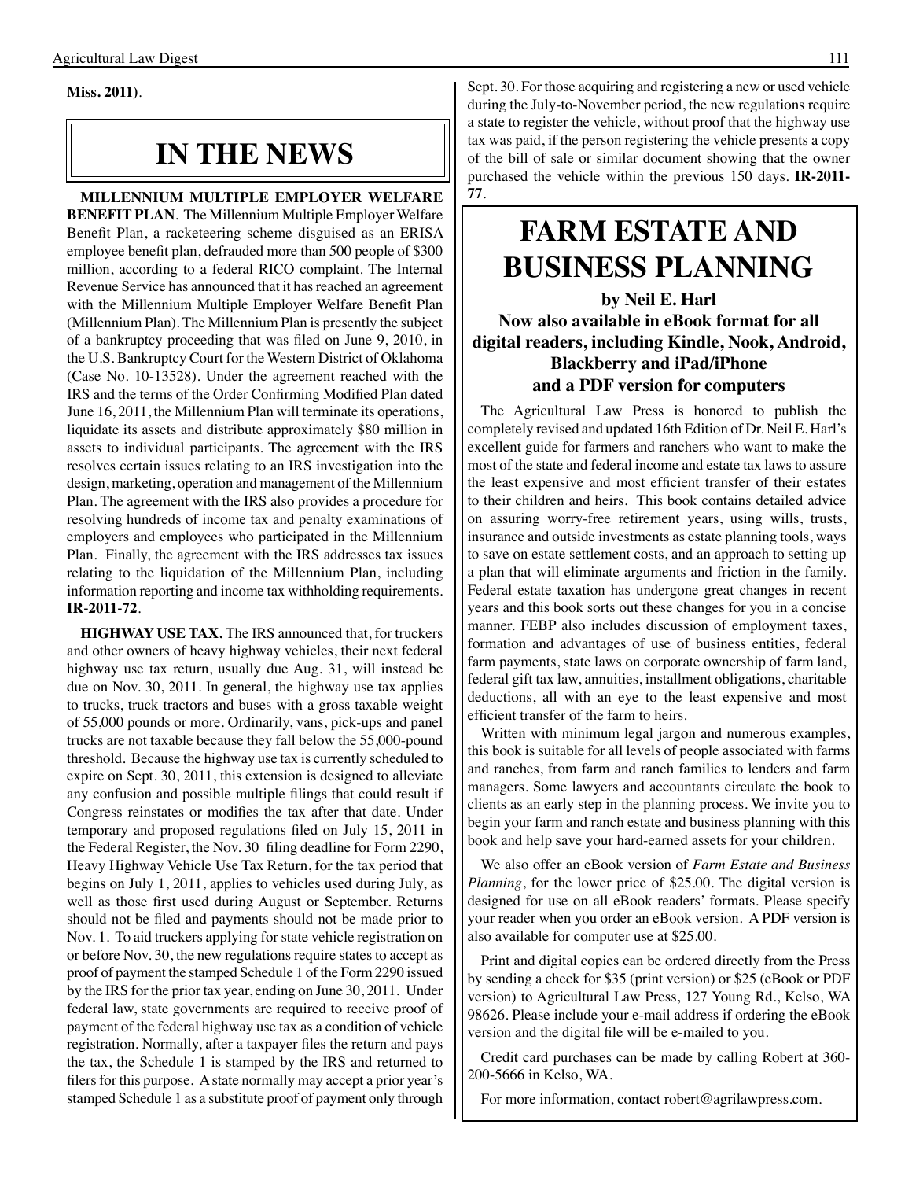**Miss. 2011**).

# IN THE NEWS

**MILLENNIUM MULTIPLE EMPLOYER WELFARE BENEFIT PLAN**. The Millennium Multiple Employer Welfare Benefit Plan, a racketeering scheme disguised as an ERISA employee benefit plan, defrauded more than 500 people of $300 million, according to a federal RICO complaint. The Internal Revenue Service has announced that it has reached an agreement with the Millennium Multiple Employer Welfare Benefit Plan (Millennium Plan). The Millennium Plan is presently the subject of a bankruptcy proceeding that was filed on June 9, 2010, in the U.S. Bankruptcy Court for the Western District of Oklahoma (Case No. 10-13528). Under the agreement reached with the IRS and the terms of the Order Confirming Modified Plan dated June 16, 2011, the Millennium Plan will terminate its operations, liquidate its assets and distribute approximately $80 million in assets to individual participants. The agreement with the IRS resolves certain issues relating to an IRS investigation into the design, marketing, operation and management of the Millennium Plan. The agreement with the IRS also provides a procedure for resolving hundreds of income tax and penalty examinations of employers and employees who participated in the Millennium Plan. Finally, the agreement with the IRS addresses tax issues relating to the liquidation of the Millennium Plan, including information reporting and income tax withholding requirements. **IR-2011-72**.

**HIGHWAY USE TAX.** The IRS announced that, for truckers and other owners of heavy highway vehicles, their next federal highway use tax return, usually due Aug. 31, will instead be due on Nov. 30, 2011. In general, the highway use tax applies to trucks, truck tractors and buses with a gross taxable weight of 55,000 pounds or more. Ordinarily, vans, pick-ups and panel trucks are not taxable because they fall below the 55,000-pound threshold. Because the highway use tax is currently scheduled to expire on Sept. 30, 2011, this extension is designed to alleviate any confusion and possible multiple filings that could result if Congress reinstates or modifies the tax after that date. Under temporary and proposed regulations filed on July 15, 2011 in the Federal Register, the Nov. 30 filing deadline for Form 2290, Heavy Highway Vehicle Use Tax Return, for the tax period that begins on July 1, 2011, applies to vehicles used during July, as well as those first used during August or September. Returns should not be filed and payments should not be made prior to Nov. 1. To aid truckers applying for state vehicle registration on or before Nov. 30, the new regulations require states to accept as proof of payment the stamped Schedule 1 of the Form 2290 issued by the IRS for the prior tax year, ending on June 30, 2011. Under federal law, state governments are required to receive proof of payment of the federal highway use tax as a condition of vehicle registration. Normally, after a taxpayer files the return and pays the tax, the Schedule 1 is stamped by the IRS and returned to filers for this purpose. A state normally may accept a prior year's stamped Schedule 1 as a substitute proof of payment only through Sept. 30. For those acquiring and registering a new or used vehicle during the July-to-November period, the new regulations require a state to register the vehicle, without proof that the highway use tax was paid, if the person registering the vehicle presents a copy of the bill of sale or similar document showing that the owner purchased the vehicle within the previous 150 days. **IR-2011-77**.

# FARM ESTATE AND BUSINESS PLANNING

**by Neil E. Harl**

**Now also available in eBook format for all digital readers, including Kindle, Nook, Android, Blackberry and iPad/iPhone and a PDF version for computers**

The Agricultural Law Press is honored to publish the completely revised and updated 16th Edition of Dr. Neil E. Harl's excellent guide for farmers and ranchers who want to make the most of the state and federal income and estate tax laws to assure the least expensive and most efficient transfer of their estates to their children and heirs. This book contains detailed advice on assuring worry-free retirement years, using wills, trusts, insurance and outside investments as estate planning tools, ways to save on estate settlement costs, and an approach to setting up a plan that will eliminate arguments and friction in the family. Federal estate taxation has undergone great changes in recent years and this book sorts out these changes for you in a concise manner. FEBP also includes discussion of employment taxes, formation and advantages of use of business entities, federal farm payments, state laws on corporate ownership of farm land, federal gift tax law, annuities, installment obligations, charitable deductions, all with an eye to the least expensive and most efficient transfer of the farm to heirs.

Written with minimum legal jargon and numerous examples, this book is suitable for all levels of people associated with farms and ranches, from farm and ranch families to lenders and farm managers. Some lawyers and accountants circulate the book to clients as an early step in the planning process. We invite you to begin your farm and ranch estate and business planning with this book and help save your hard-earned assets for your children.

We also offer an eBook version of *Farm Estate and Business Planning*, for the lower price of $25.00. The digital version is designed for use on all eBook readers' formats. Please specify your reader when you order an eBook version. A PDF version is also available for computer use at $25.00.

Print and digital copies can be ordered directly from the Press by sending a check for $35 (print version) or $25 (eBook or PDF version) to Agricultural Law Press, 127 Young Rd., Kelso, WA 98626. Please include your e-mail address if ordering the eBook version and the digital file will be e-mailed to you.

Credit card purchases can be made by calling Robert at 360-200-5666 in Kelso, WA.

For more information, contact robert@agrilawpress.com.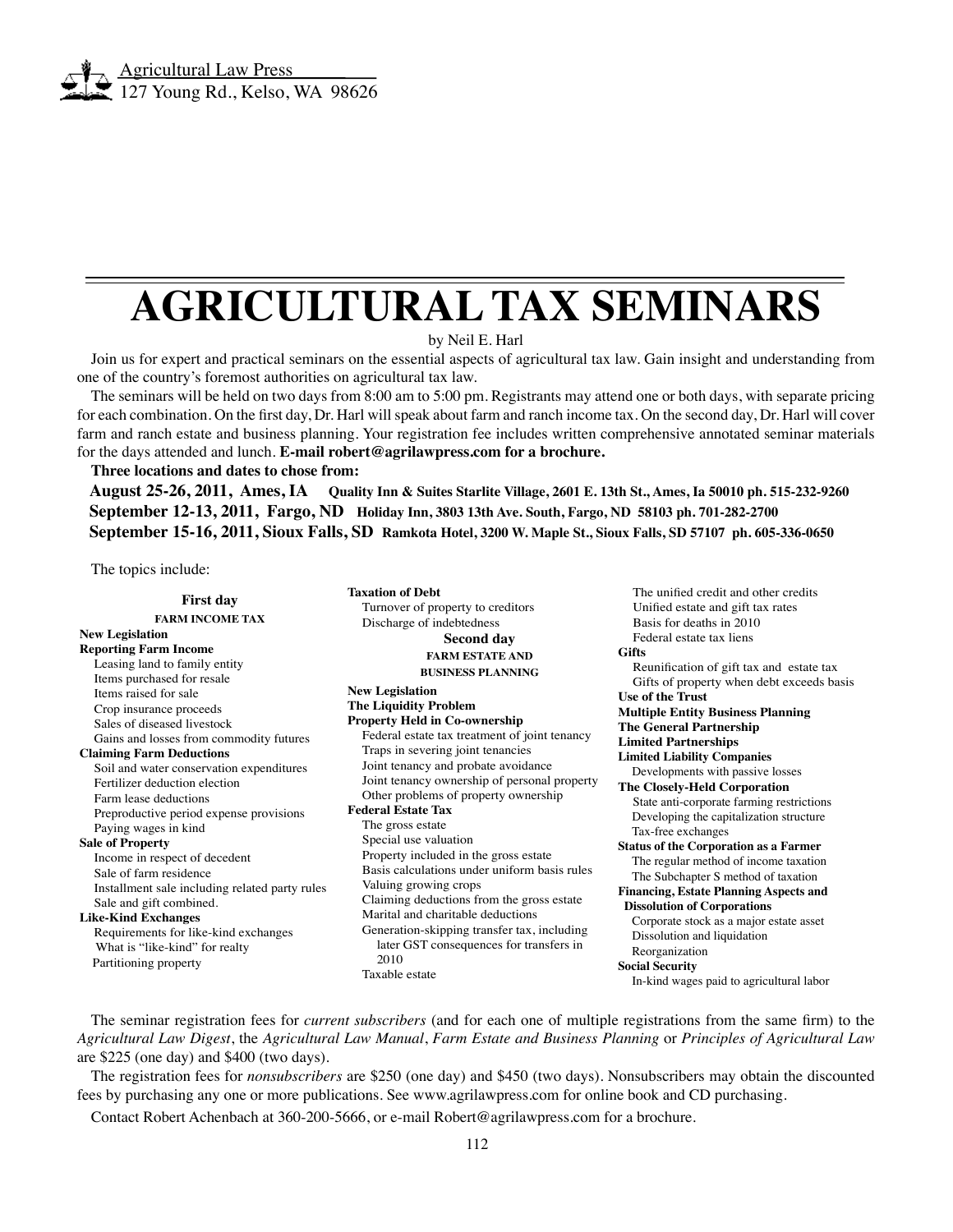Agricultural Law Press
127 Young Rd., Kelso, WA 98626

# AGRICULTURAL TAX SEMINARS

by Neil E. Harl

Join us for expert and practical seminars on the essential aspects of agricultural tax law. Gain insight and understanding from one of the country's foremost authorities on agricultural tax law.

The seminars will be held on two days from 8:00 am to 5:00 pm. Registrants may attend one or both days, with separate pricing for each combination. On the first day, Dr. Harl will speak about farm and ranch income tax. On the second day, Dr. Harl will cover farm and ranch estate and business planning. Your registration fee includes written comprehensive annotated seminar materials for the days attended and lunch. **E-mail robert@agrilawpress.com for a brochure.**

**Three locations and dates to chose from:**

**August 25-26, 2011, Ames, IA** **Quality Inn & Suites Starlite Village, 2601 E. 13th St., Ames, Ia 50010 ph. 515-232-9260**

**September 12-13, 2011, Fargo, ND** **Holiday Inn, 3803 13th Ave. South, Fargo, ND 58103 ph. 701-282-2700**

**September 15-16, 2011, Sioux Falls, SD** **Ramkota Hotel, 3200 W. Maple St., Sioux Falls, SD 57107 ph. 605-336-0650**

The topics include:

### First day

**FARM INCOME TAX**

**New Legislation**

**Reporting Farm Income**
- Leasing land to family entity
- Items purchased for resale
- Items raised for sale
- Crop insurance proceeds
- Sales of diseased livestock
- Gains and losses from commodity futures

**Claiming Farm Deductions**
- Soil and water conservation expenditures
- Fertilizer deduction election
- Farm lease deductions
- Preproductive period expense provisions
- Paying wages in kind

**Sale of Property**
- Income in respect of decedent
- Sale of farm residence
- Installment sale including related party rules
- Sale and gift combined.

**Like-Kind Exchanges**
- Requirements for like-kind exchanges
- What is "like-kind" for realty
- Partitioning property

**Taxation of Debt**
- Turnover of property to creditors
- Discharge of indebtedness

### Second day

**FARM ESTATE AND BUSINESS PLANNING**

**New Legislation**

**The Liquidity Problem**

**Property Held in Co-ownership**
- Federal estate tax treatment of joint tenancy
- Traps in severing joint tenancies
- Joint tenancy and probate avoidance
- Joint tenancy ownership of personal property
- Other problems of property ownership

**Federal Estate Tax**
- The gross estate
- Special use valuation
- Property included in the gross estate
- Basis calculations under uniform basis rules
- Valuing growing crops
- Claiming deductions from the gross estate
- Marital and charitable deductions
- Generation-skipping transfer tax, including later GST consequences for transfers in 2010
- Taxable estate
- The unified credit and other credits
- Unified estate and gift tax rates
- Basis for deaths in 2010
- Federal estate tax liens

**Gifts**
- Reunification of gift tax and estate tax
- Gifts of property when debt exceeds basis

**Use of the Trust**

**Multiple Entity Business Planning**

**The General Partnership**

**Limited Partnerships**

**Limited Liability Companies**
- Developments with passive losses

**The Closely-Held Corporation**
- State anti-corporate farming restrictions
- Developing the capitalization structure
- Tax-free exchanges

**Status of the Corporation as a Farmer**
- The regular method of income taxation
- The Subchapter S method of taxation

**Financing, Estate Planning Aspects and Dissolution of Corporations**
- Corporate stock as a major estate asset
- Dissolution and liquidation
- Reorganization

**Social Security**
- In-kind wages paid to agricultural labor

The seminar registration fees for *current subscribers* (and for each one of multiple registrations from the same firm) to the *Agricultural Law Digest*, the *Agricultural Law Manual*, *Farm Estate and Business Planning* or *Principles of Agricultural Law* are $225 (one day) and $400 (two days).

The registration fees for *nonsubscribers* are $250 (one day) and $450 (two days). Nonsubscribers may obtain the discounted fees by purchasing any one or more publications. See www.agrilawpress.com for online book and CD purchasing.

Contact Robert Achenbach at 360-200-5666, or e-mail Robert@agrilawpress.com for a brochure.